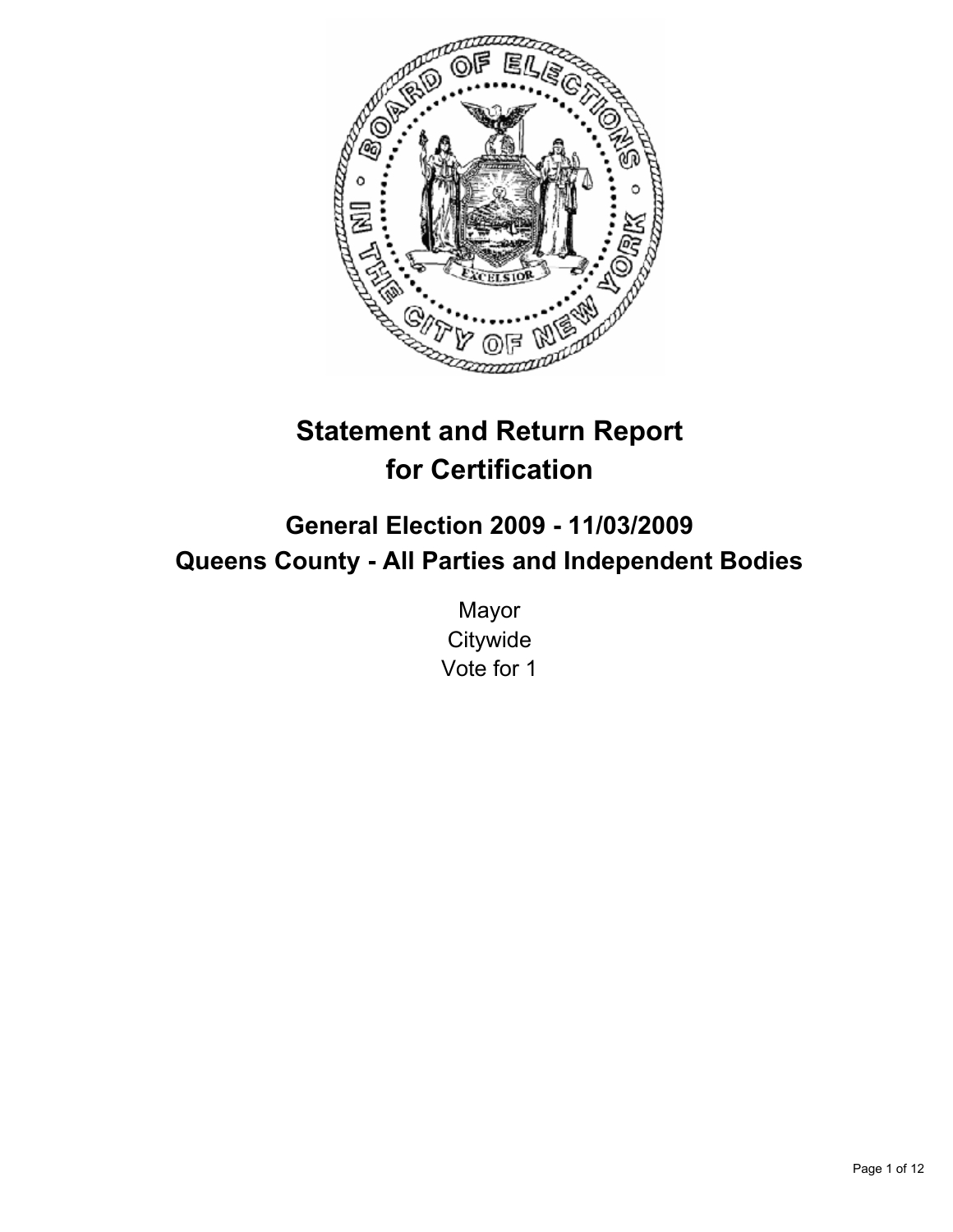# Statement and Return Report for Certification

## General Election 2009 - 11/03/2009
## Queens County - All Parties and Independent Bodies

Mayor
Citywide
Vote for 1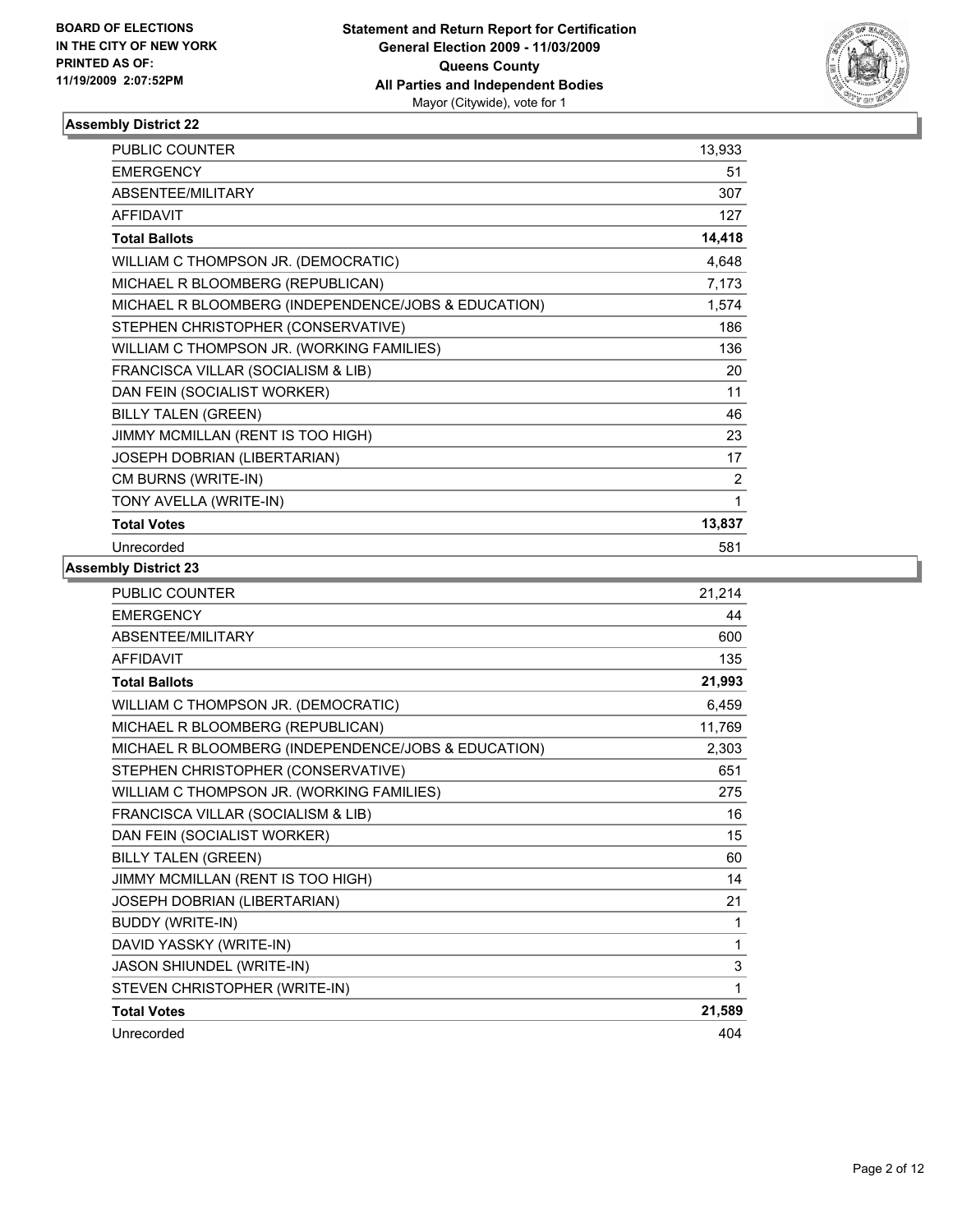**BOARD OF ELECTIONS IN THE CITY OF NEW YORK PRINTED AS OF: 11/19/2009 2:07:52PM**

# Statement and Return Report for Certification General Election 2009 - 11/03/2009 Queens County All Parties and Independent Bodies Mayor (Citywide), vote for 1

## Assembly District 22

| | |
|---|---|
| PUBLIC COUNTER | 13,933 |
| EMERGENCY | 51 |
| ABSENTEE/MILITARY | 307 |
| AFFIDAVIT | 127 |
| **Total Ballots** | **14,418** |
| WILLIAM C THOMPSON JR. (DEMOCRATIC) | 4,648 |
| MICHAEL R BLOOMBERG (REPUBLICAN) | 7,173 |
| MICHAEL R BLOOMBERG (INDEPENDENCE/JOBS & EDUCATION) | 1,574 |
| STEPHEN CHRISTOPHER (CONSERVATIVE) | 186 |
| WILLIAM C THOMPSON JR. (WORKING FAMILIES) | 136 |
| FRANCISCA VILLAR (SOCIALISM & LIB) | 20 |
| DAN FEIN (SOCIALIST WORKER) | 11 |
| BILLY TALEN (GREEN) | 46 |
| JIMMY MCMILLAN (RENT IS TOO HIGH) | 23 |
| JOSEPH DOBRIAN (LIBERTARIAN) | 17 |
| CM BURNS (WRITE-IN) | 2 |
| TONY AVELLA (WRITE-IN) | 1 |
| **Total Votes** | **13,837** |
| Unrecorded | 581 |

## Assembly District 23

| | |
|---|---|
| PUBLIC COUNTER | 21,214 |
| EMERGENCY | 44 |
| ABSENTEE/MILITARY | 600 |
| AFFIDAVIT | 135 |
| **Total Ballots** | **21,993** |
| WILLIAM C THOMPSON JR. (DEMOCRATIC) | 6,459 |
| MICHAEL R BLOOMBERG (REPUBLICAN) | 11,769 |
| MICHAEL R BLOOMBERG (INDEPENDENCE/JOBS & EDUCATION) | 2,303 |
| STEPHEN CHRISTOPHER (CONSERVATIVE) | 651 |
| WILLIAM C THOMPSON JR. (WORKING FAMILIES) | 275 |
| FRANCISCA VILLAR (SOCIALISM & LIB) | 16 |
| DAN FEIN (SOCIALIST WORKER) | 15 |
| BILLY TALEN (GREEN) | 60 |
| JIMMY MCMILLAN (RENT IS TOO HIGH) | 14 |
| JOSEPH DOBRIAN (LIBERTARIAN) | 21 |
| BUDDY (WRITE-IN) | 1 |
| DAVID YASSKY (WRITE-IN) | 1 |
| JASON SHIUNDEL (WRITE-IN) | 3 |
| STEVEN CHRISTOPHER (WRITE-IN) | 1 |
| **Total Votes** | **21,589** |
| Unrecorded | 404 |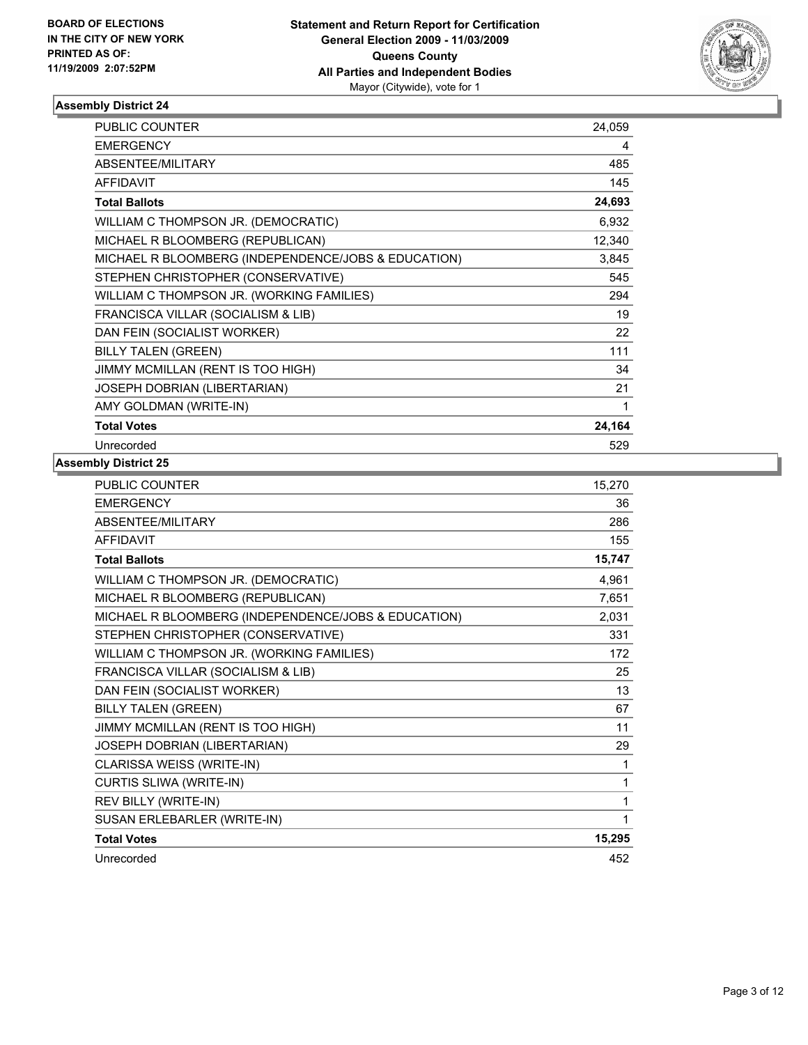**BOARD OF ELECTIONS IN THE CITY OF NEW YORK PRINTED AS OF: 11/19/2009 2:07:52PM**

# Statement and Return Report for Certification
## General Election 2009 - 11/03/2009
## Queens County
## All Parties and Independent Bodies
Mayor (Citywide), vote for 1

### Assembly District 24

| | |
|---|---|
| PUBLIC COUNTER | 24,059 |
| EMERGENCY | 4 |
| ABSENTEE/MILITARY | 485 |
| AFFIDAVIT | 145 |
| **Total Ballots** | **24,693** |
| WILLIAM C THOMPSON JR. (DEMOCRATIC) | 6,932 |
| MICHAEL R BLOOMBERG (REPUBLICAN) | 12,340 |
| MICHAEL R BLOOMBERG (INDEPENDENCE/JOBS & EDUCATION) | 3,845 |
| STEPHEN CHRISTOPHER (CONSERVATIVE) | 545 |
| WILLIAM C THOMPSON JR. (WORKING FAMILIES) | 294 |
| FRANCISCA VILLAR (SOCIALISM & LIB) | 19 |
| DAN FEIN (SOCIALIST WORKER) | 22 |
| BILLY TALEN (GREEN) | 111 |
| JIMMY MCMILLAN (RENT IS TOO HIGH) | 34 |
| JOSEPH DOBRIAN (LIBERTARIAN) | 21 |
| AMY GOLDMAN (WRITE-IN) | 1 |
| **Total Votes** | **24,164** |
| Unrecorded | 529 |

### Assembly District 25

| | |
|---|---|
| PUBLIC COUNTER | 15,270 |
| EMERGENCY | 36 |
| ABSENTEE/MILITARY | 286 |
| AFFIDAVIT | 155 |
| **Total Ballots** | **15,747** |
| WILLIAM C THOMPSON JR. (DEMOCRATIC) | 4,961 |
| MICHAEL R BLOOMBERG (REPUBLICAN) | 7,651 |
| MICHAEL R BLOOMBERG (INDEPENDENCE/JOBS & EDUCATION) | 2,031 |
| STEPHEN CHRISTOPHER (CONSERVATIVE) | 331 |
| WILLIAM C THOMPSON JR. (WORKING FAMILIES) | 172 |
| FRANCISCA VILLAR (SOCIALISM & LIB) | 25 |
| DAN FEIN (SOCIALIST WORKER) | 13 |
| BILLY TALEN (GREEN) | 67 |
| JIMMY MCMILLAN (RENT IS TOO HIGH) | 11 |
| JOSEPH DOBRIAN (LIBERTARIAN) | 29 |
| CLARISSA WEISS (WRITE-IN) | 1 |
| CURTIS SLIWA (WRITE-IN) | 1 |
| REV BILLY (WRITE-IN) | 1 |
| SUSAN ERLEBARLER (WRITE-IN) | 1 |
| **Total Votes** | **15,295** |
| Unrecorded | 452 |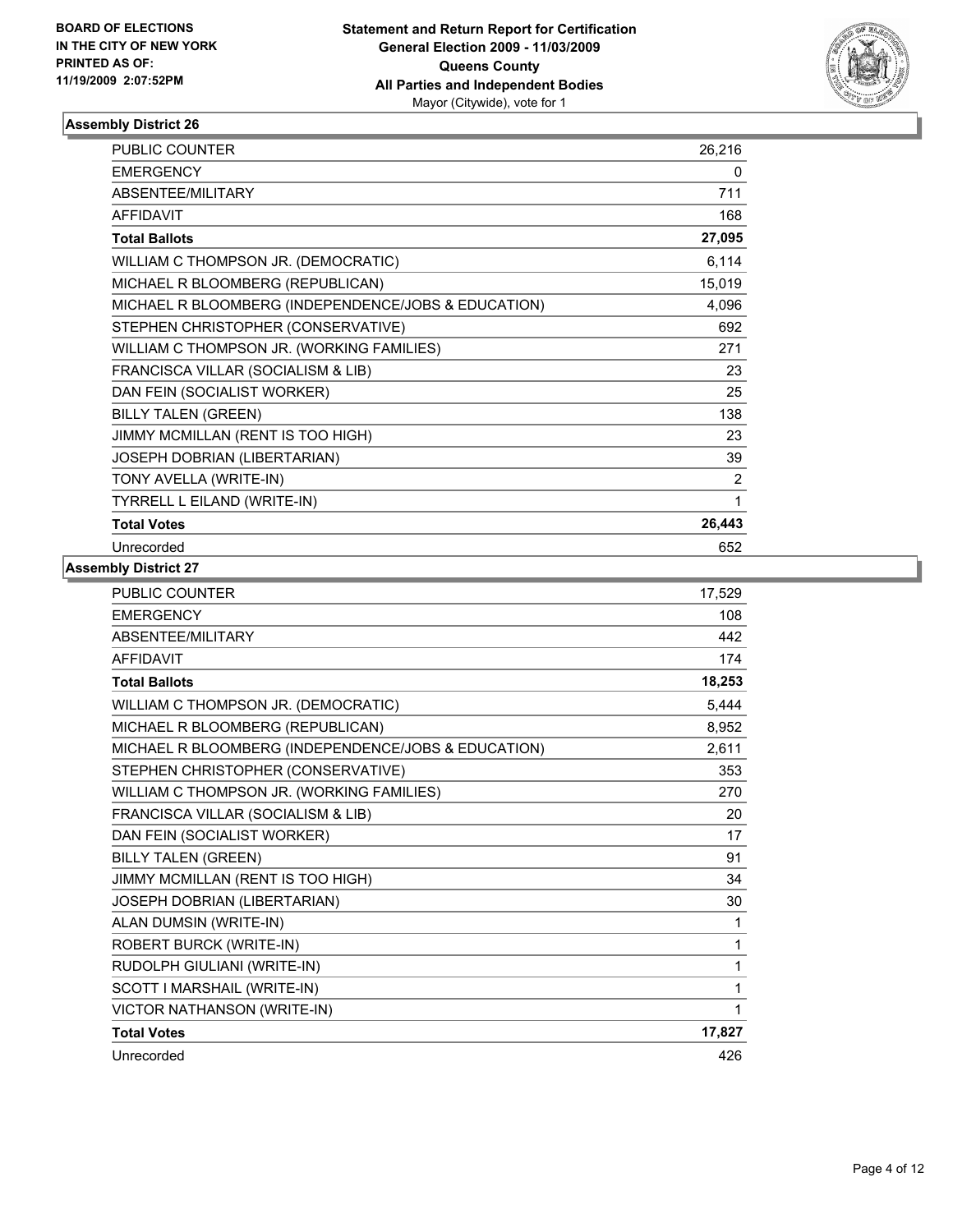**BOARD OF ELECTIONS IN THE CITY OF NEW YORK PRINTED AS OF: 11/19/2009 2:07:52PM**

**Statement and Return Report for Certification**
**General Election 2009 - 11/03/2009**
**Queens County**
**All Parties and Independent Bodies**
Mayor (Citywide), vote for 1

### Assembly District 26

| | |
|---|---|
| PUBLIC COUNTER | 26,216 |
| EMERGENCY | 0 |
| ABSENTEE/MILITARY | 711 |
| AFFIDAVIT | 168 |
| **Total Ballots** | **27,095** |
| WILLIAM C THOMPSON JR. (DEMOCRATIC) | 6,114 |
| MICHAEL R BLOOMBERG (REPUBLICAN) | 15,019 |
| MICHAEL R BLOOMBERG (INDEPENDENCE/JOBS & EDUCATION) | 4,096 |
| STEPHEN CHRISTOPHER (CONSERVATIVE) | 692 |
| WILLIAM C THOMPSON JR. (WORKING FAMILIES) | 271 |
| FRANCISCA VILLAR (SOCIALISM & LIB) | 23 |
| DAN FEIN (SOCIALIST WORKER) | 25 |
| BILLY TALEN (GREEN) | 138 |
| JIMMY MCMILLAN (RENT IS TOO HIGH) | 23 |
| JOSEPH DOBRIAN (LIBERTARIAN) | 39 |
| TONY AVELLA (WRITE-IN) | 2 |
| TYRRELL L EILAND (WRITE-IN) | 1 |
| **Total Votes** | **26,443** |
| Unrecorded | 652 |

### Assembly District 27

| | |
|---|---|
| PUBLIC COUNTER | 17,529 |
| EMERGENCY | 108 |
| ABSENTEE/MILITARY | 442 |
| AFFIDAVIT | 174 |
| **Total Ballots** | **18,253** |
| WILLIAM C THOMPSON JR. (DEMOCRATIC) | 5,444 |
| MICHAEL R BLOOMBERG (REPUBLICAN) | 8,952 |
| MICHAEL R BLOOMBERG (INDEPENDENCE/JOBS & EDUCATION) | 2,611 |
| STEPHEN CHRISTOPHER (CONSERVATIVE) | 353 |
| WILLIAM C THOMPSON JR. (WORKING FAMILIES) | 270 |
| FRANCISCA VILLAR (SOCIALISM & LIB) | 20 |
| DAN FEIN (SOCIALIST WORKER) | 17 |
| BILLY TALEN (GREEN) | 91 |
| JIMMY MCMILLAN (RENT IS TOO HIGH) | 34 |
| JOSEPH DOBRIAN (LIBERTARIAN) | 30 |
| ALAN DUMSIN (WRITE-IN) | 1 |
| ROBERT BURCK (WRITE-IN) | 1 |
| RUDOLPH GIULIANI (WRITE-IN) | 1 |
| SCOTT I MARSHAIL (WRITE-IN) | 1 |
| VICTOR NATHANSON (WRITE-IN) | 1 |
| **Total Votes** | **17,827** |
| Unrecorded | 426 |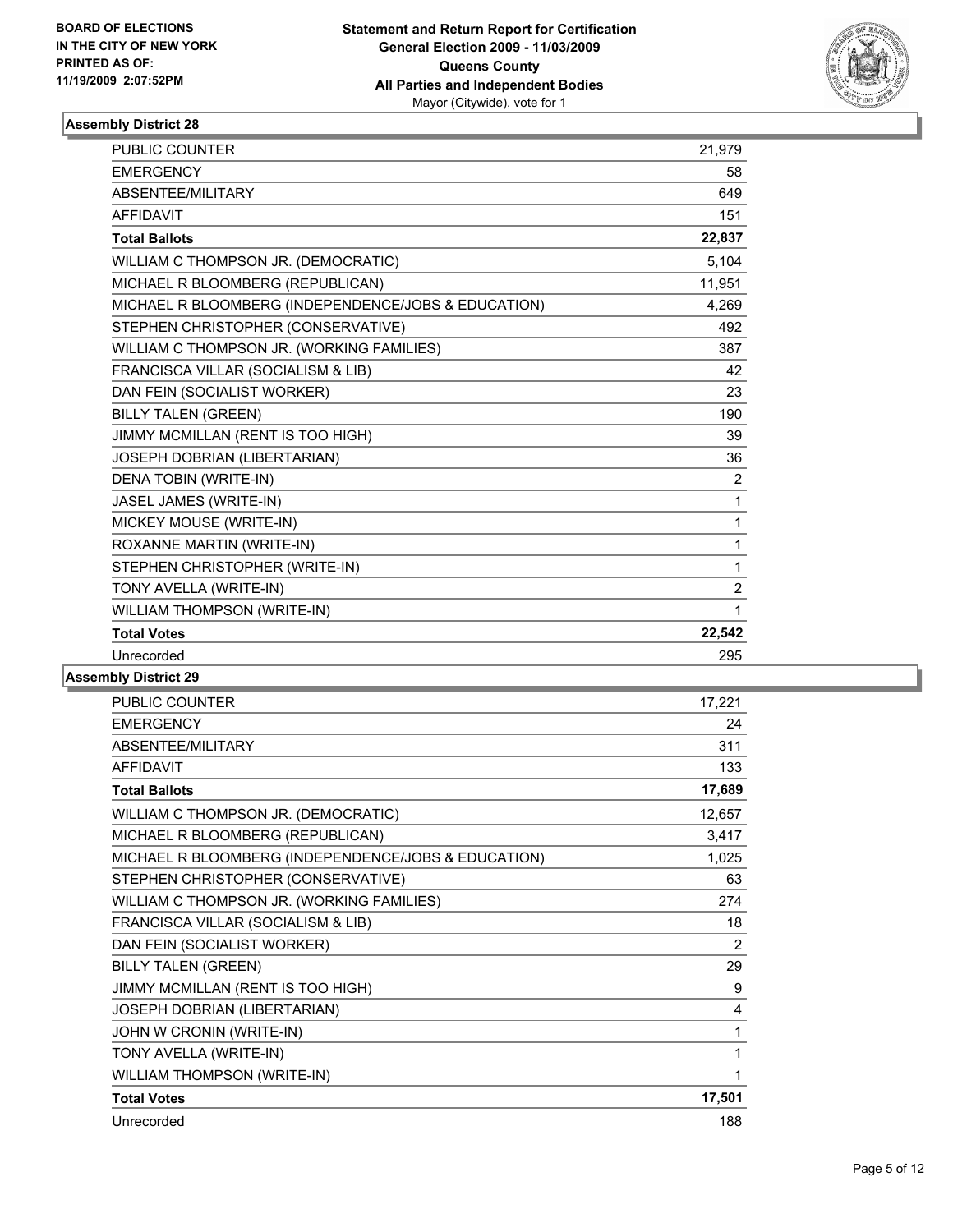**BOARD OF ELECTIONS IN THE CITY OF NEW YORK PRINTED AS OF: 11/19/2009 2:07:52PM**

**Statement and Return Report for Certification**
**General Election 2009 - 11/03/2009**
**Queens County**
**All Parties and Independent Bodies**
Mayor (Citywide), vote for 1

## Assembly District 28

| | |
|---|---|
| PUBLIC COUNTER | 21,979 |
| EMERGENCY | 58 |
| ABSENTEE/MILITARY | 649 |
| AFFIDAVIT | 151 |
| **Total Ballots** | **22,837** |
| WILLIAM C THOMPSON JR. (DEMOCRATIC) | 5,104 |
| MICHAEL R BLOOMBERG (REPUBLICAN) | 11,951 |
| MICHAEL R BLOOMBERG (INDEPENDENCE/JOBS & EDUCATION) | 4,269 |
| STEPHEN CHRISTOPHER (CONSERVATIVE) | 492 |
| WILLIAM C THOMPSON JR. (WORKING FAMILIES) | 387 |
| FRANCISCA VILLAR (SOCIALISM & LIB) | 42 |
| DAN FEIN (SOCIALIST WORKER) | 23 |
| BILLY TALEN (GREEN) | 190 |
| JIMMY MCMILLAN (RENT IS TOO HIGH) | 39 |
| JOSEPH DOBRIAN (LIBERTARIAN) | 36 |
| DENA TOBIN (WRITE-IN) | 2 |
| JASEL JAMES (WRITE-IN) | 1 |
| MICKEY MOUSE (WRITE-IN) | 1 |
| ROXANNE MARTIN (WRITE-IN) | 1 |
| STEPHEN CHRISTOPHER (WRITE-IN) | 1 |
| TONY AVELLA (WRITE-IN) | 2 |
| WILLIAM THOMPSON (WRITE-IN) | 1 |
| **Total Votes** | **22,542** |
| Unrecorded | 295 |

## Assembly District 29

| | |
|---|---|
| PUBLIC COUNTER | 17,221 |
| EMERGENCY | 24 |
| ABSENTEE/MILITARY | 311 |
| AFFIDAVIT | 133 |
| **Total Ballots** | **17,689** |
| WILLIAM C THOMPSON JR. (DEMOCRATIC) | 12,657 |
| MICHAEL R BLOOMBERG (REPUBLICAN) | 3,417 |
| MICHAEL R BLOOMBERG (INDEPENDENCE/JOBS & EDUCATION) | 1,025 |
| STEPHEN CHRISTOPHER (CONSERVATIVE) | 63 |
| WILLIAM C THOMPSON JR. (WORKING FAMILIES) | 274 |
| FRANCISCA VILLAR (SOCIALISM & LIB) | 18 |
| DAN FEIN (SOCIALIST WORKER) | 2 |
| BILLY TALEN (GREEN) | 29 |
| JIMMY MCMILLAN (RENT IS TOO HIGH) | 9 |
| JOSEPH DOBRIAN (LIBERTARIAN) | 4 |
| JOHN W CRONIN (WRITE-IN) | 1 |
| TONY AVELLA (WRITE-IN) | 1 |
| WILLIAM THOMPSON (WRITE-IN) | 1 |
| **Total Votes** | **17,501** |
| Unrecorded | 188 |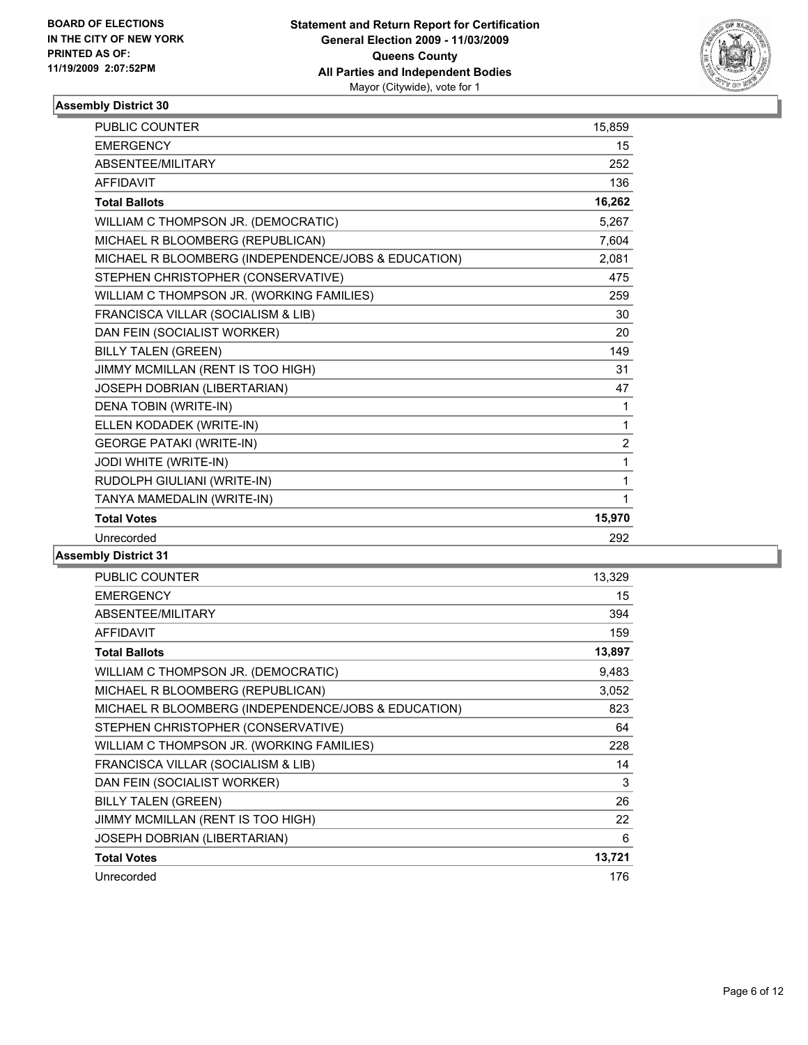**BOARD OF ELECTIONS IN THE CITY OF NEW YORK PRINTED AS OF: 11/19/2009 2:07:52PM**

**Statement and Return Report for Certification General Election 2009 - 11/03/2009 Queens County All Parties and Independent Bodies**
Mayor (Citywide), vote for 1

## Assembly District 30

| | |
|---|---|
| PUBLIC COUNTER | 15,859 |
| EMERGENCY | 15 |
| ABSENTEE/MILITARY | 252 |
| AFFIDAVIT | 136 |
| **Total Ballots** | **16,262** |
| WILLIAM C THOMPSON JR. (DEMOCRATIC) | 5,267 |
| MICHAEL R BLOOMBERG (REPUBLICAN) | 7,604 |
| MICHAEL R BLOOMBERG (INDEPENDENCE/JOBS & EDUCATION) | 2,081 |
| STEPHEN CHRISTOPHER (CONSERVATIVE) | 475 |
| WILLIAM C THOMPSON JR. (WORKING FAMILIES) | 259 |
| FRANCISCA VILLAR (SOCIALISM & LIB) | 30 |
| DAN FEIN (SOCIALIST WORKER) | 20 |
| BILLY TALEN (GREEN) | 149 |
| JIMMY MCMILLAN (RENT IS TOO HIGH) | 31 |
| JOSEPH DOBRIAN (LIBERTARIAN) | 47 |
| DENA TOBIN (WRITE-IN) | 1 |
| ELLEN KODADEK (WRITE-IN) | 1 |
| GEORGE PATAKI (WRITE-IN) | 2 |
| JODI WHITE (WRITE-IN) | 1 |
| RUDOLPH GIULIANI (WRITE-IN) | 1 |
| TANYA MAMEDALIN (WRITE-IN) | 1 |
| **Total Votes** | **15,970** |
| Unrecorded | 292 |

## Assembly District 31

| | |
|---|---|
| PUBLIC COUNTER | 13,329 |
| EMERGENCY | 15 |
| ABSENTEE/MILITARY | 394 |
| AFFIDAVIT | 159 |
| **Total Ballots** | **13,897** |
| WILLIAM C THOMPSON JR. (DEMOCRATIC) | 9,483 |
| MICHAEL R BLOOMBERG (REPUBLICAN) | 3,052 |
| MICHAEL R BLOOMBERG (INDEPENDENCE/JOBS & EDUCATION) | 823 |
| STEPHEN CHRISTOPHER (CONSERVATIVE) | 64 |
| WILLIAM C THOMPSON JR. (WORKING FAMILIES) | 228 |
| FRANCISCA VILLAR (SOCIALISM & LIB) | 14 |
| DAN FEIN (SOCIALIST WORKER) | 3 |
| BILLY TALEN (GREEN) | 26 |
| JIMMY MCMILLAN (RENT IS TOO HIGH) | 22 |
| JOSEPH DOBRIAN (LIBERTARIAN) | 6 |
| **Total Votes** | **13,721** |
| Unrecorded | 176 |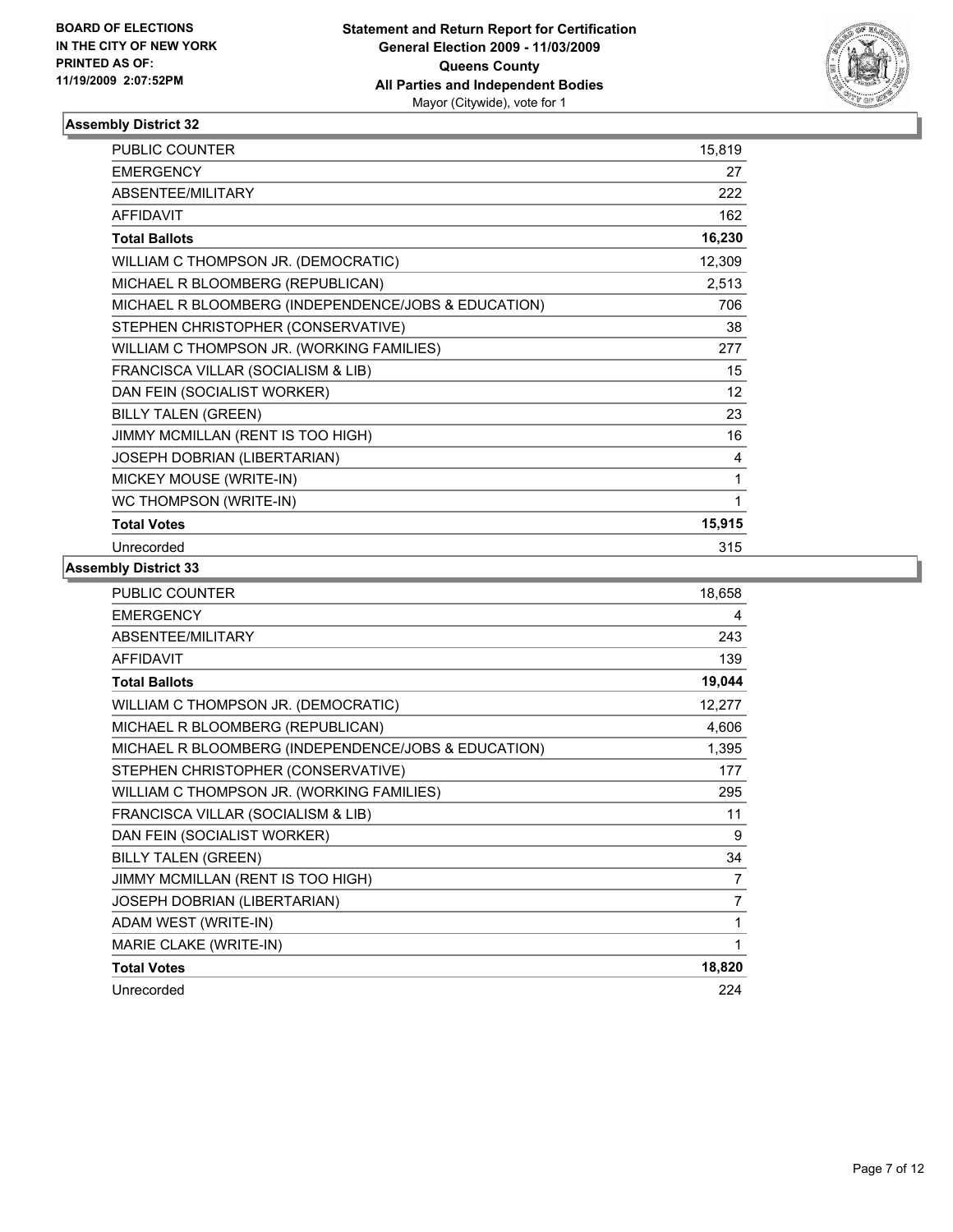**BOARD OF ELECTIONS IN THE CITY OF NEW YORK PRINTED AS OF: 11/19/2009 2:07:52PM**

**Statement and Return Report for Certification**
**General Election 2009 - 11/03/2009**
**Queens County**
**All Parties and Independent Bodies**
Mayor (Citywide), vote for 1

## Assembly District 32

| | |
|---|---|
| PUBLIC COUNTER | 15,819 |
| EMERGENCY | 27 |
| ABSENTEE/MILITARY | 222 |
| AFFIDAVIT | 162 |
| **Total Ballots** | **16,230** |
| WILLIAM C THOMPSON JR. (DEMOCRATIC) | 12,309 |
| MICHAEL R BLOOMBERG (REPUBLICAN) | 2,513 |
| MICHAEL R BLOOMBERG (INDEPENDENCE/JOBS & EDUCATION) | 706 |
| STEPHEN CHRISTOPHER (CONSERVATIVE) | 38 |
| WILLIAM C THOMPSON JR. (WORKING FAMILIES) | 277 |
| FRANCISCA VILLAR (SOCIALISM & LIB) | 15 |
| DAN FEIN (SOCIALIST WORKER) | 12 |
| BILLY TALEN (GREEN) | 23 |
| JIMMY MCMILLAN (RENT IS TOO HIGH) | 16 |
| JOSEPH DOBRIAN (LIBERTARIAN) | 4 |
| MICKEY MOUSE (WRITE-IN) | 1 |
| WC THOMPSON (WRITE-IN) | 1 |
| **Total Votes** | **15,915** |
| Unrecorded | 315 |

## Assembly District 33

| | |
|---|---|
| PUBLIC COUNTER | 18,658 |
| EMERGENCY | 4 |
| ABSENTEE/MILITARY | 243 |
| AFFIDAVIT | 139 |
| **Total Ballots** | **19,044** |
| WILLIAM C THOMPSON JR. (DEMOCRATIC) | 12,277 |
| MICHAEL R BLOOMBERG (REPUBLICAN) | 4,606 |
| MICHAEL R BLOOMBERG (INDEPENDENCE/JOBS & EDUCATION) | 1,395 |
| STEPHEN CHRISTOPHER (CONSERVATIVE) | 177 |
| WILLIAM C THOMPSON JR. (WORKING FAMILIES) | 295 |
| FRANCISCA VILLAR (SOCIALISM & LIB) | 11 |
| DAN FEIN (SOCIALIST WORKER) | 9 |
| BILLY TALEN (GREEN) | 34 |
| JIMMY MCMILLAN (RENT IS TOO HIGH) | 7 |
| JOSEPH DOBRIAN (LIBERTARIAN) | 7 |
| ADAM WEST (WRITE-IN) | 1 |
| MARIE CLAKE (WRITE-IN) | 1 |
| **Total Votes** | **18,820** |
| Unrecorded | 224 |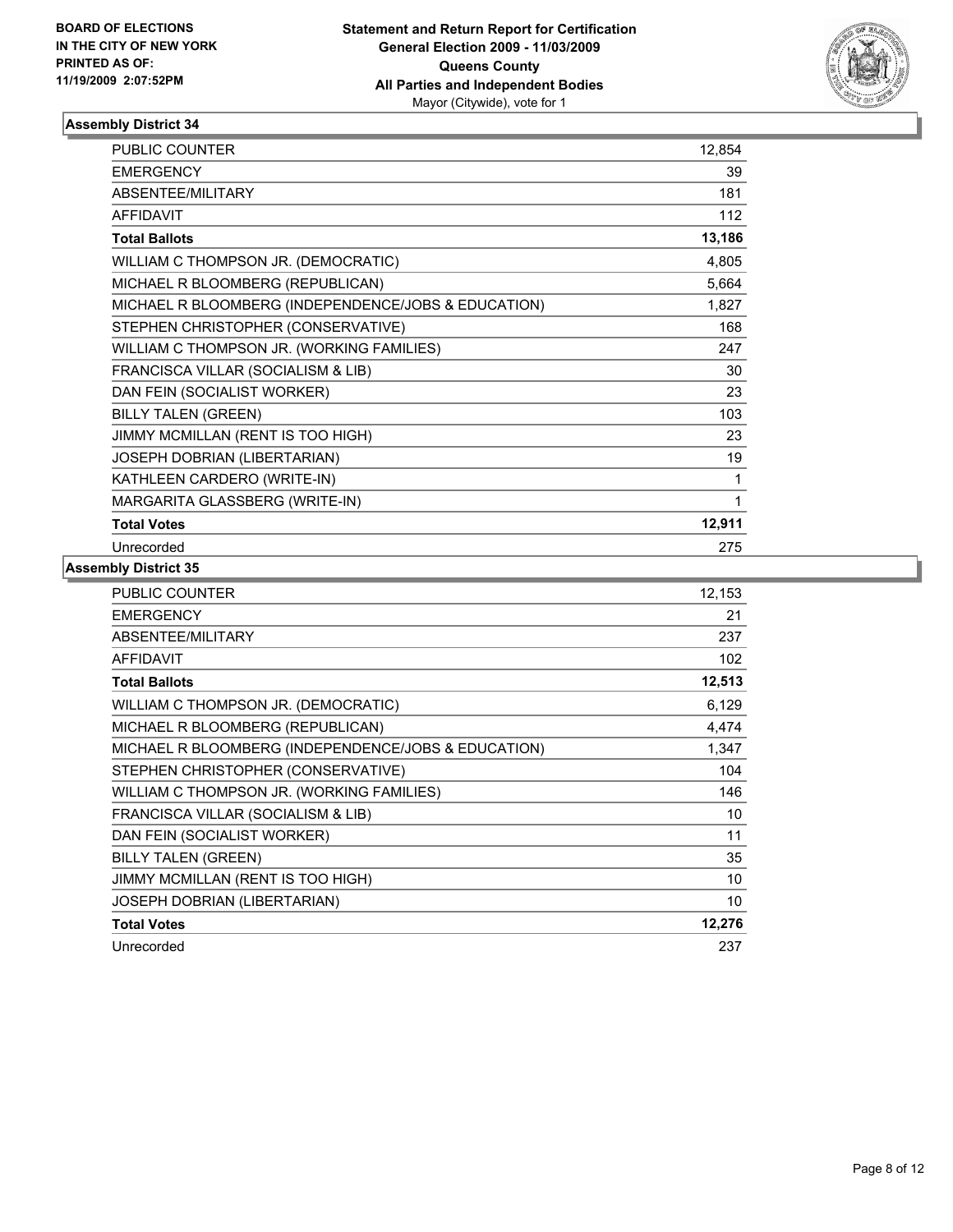**BOARD OF ELECTIONS IN THE CITY OF NEW YORK PRINTED AS OF: 11/19/2009 2:07:52PM**

**Statement and Return Report for Certification**
**General Election 2009 - 11/03/2009**
**Queens County**
**All Parties and Independent Bodies**
Mayor (Citywide), vote for 1

## Assembly District 34

| | |
|---|---|
| PUBLIC COUNTER | 12,854 |
| EMERGENCY | 39 |
| ABSENTEE/MILITARY | 181 |
| AFFIDAVIT | 112 |
| **Total Ballots** | **13,186** |
| WILLIAM C THOMPSON JR. (DEMOCRATIC) | 4,805 |
| MICHAEL R BLOOMBERG (REPUBLICAN) | 5,664 |
| MICHAEL R BLOOMBERG (INDEPENDENCE/JOBS & EDUCATION) | 1,827 |
| STEPHEN CHRISTOPHER (CONSERVATIVE) | 168 |
| WILLIAM C THOMPSON JR. (WORKING FAMILIES) | 247 |
| FRANCISCA VILLAR (SOCIALISM & LIB) | 30 |
| DAN FEIN (SOCIALIST WORKER) | 23 |
| BILLY TALEN (GREEN) | 103 |
| JIMMY MCMILLAN (RENT IS TOO HIGH) | 23 |
| JOSEPH DOBRIAN (LIBERTARIAN) | 19 |
| KATHLEEN CARDERO (WRITE-IN) | 1 |
| MARGARITA GLASSBERG (WRITE-IN) | 1 |
| **Total Votes** | **12,911** |
| Unrecorded | 275 |

## Assembly District 35

| | |
|---|---|
| PUBLIC COUNTER | 12,153 |
| EMERGENCY | 21 |
| ABSENTEE/MILITARY | 237 |
| AFFIDAVIT | 102 |
| **Total Ballots** | **12,513** |
| WILLIAM C THOMPSON JR. (DEMOCRATIC) | 6,129 |
| MICHAEL R BLOOMBERG (REPUBLICAN) | 4,474 |
| MICHAEL R BLOOMBERG (INDEPENDENCE/JOBS & EDUCATION) | 1,347 |
| STEPHEN CHRISTOPHER (CONSERVATIVE) | 104 |
| WILLIAM C THOMPSON JR. (WORKING FAMILIES) | 146 |
| FRANCISCA VILLAR (SOCIALISM & LIB) | 10 |
| DAN FEIN (SOCIALIST WORKER) | 11 |
| BILLY TALEN (GREEN) | 35 |
| JIMMY MCMILLAN (RENT IS TOO HIGH) | 10 |
| JOSEPH DOBRIAN (LIBERTARIAN) | 10 |
| **Total Votes** | **12,276** |
| Unrecorded | 237 |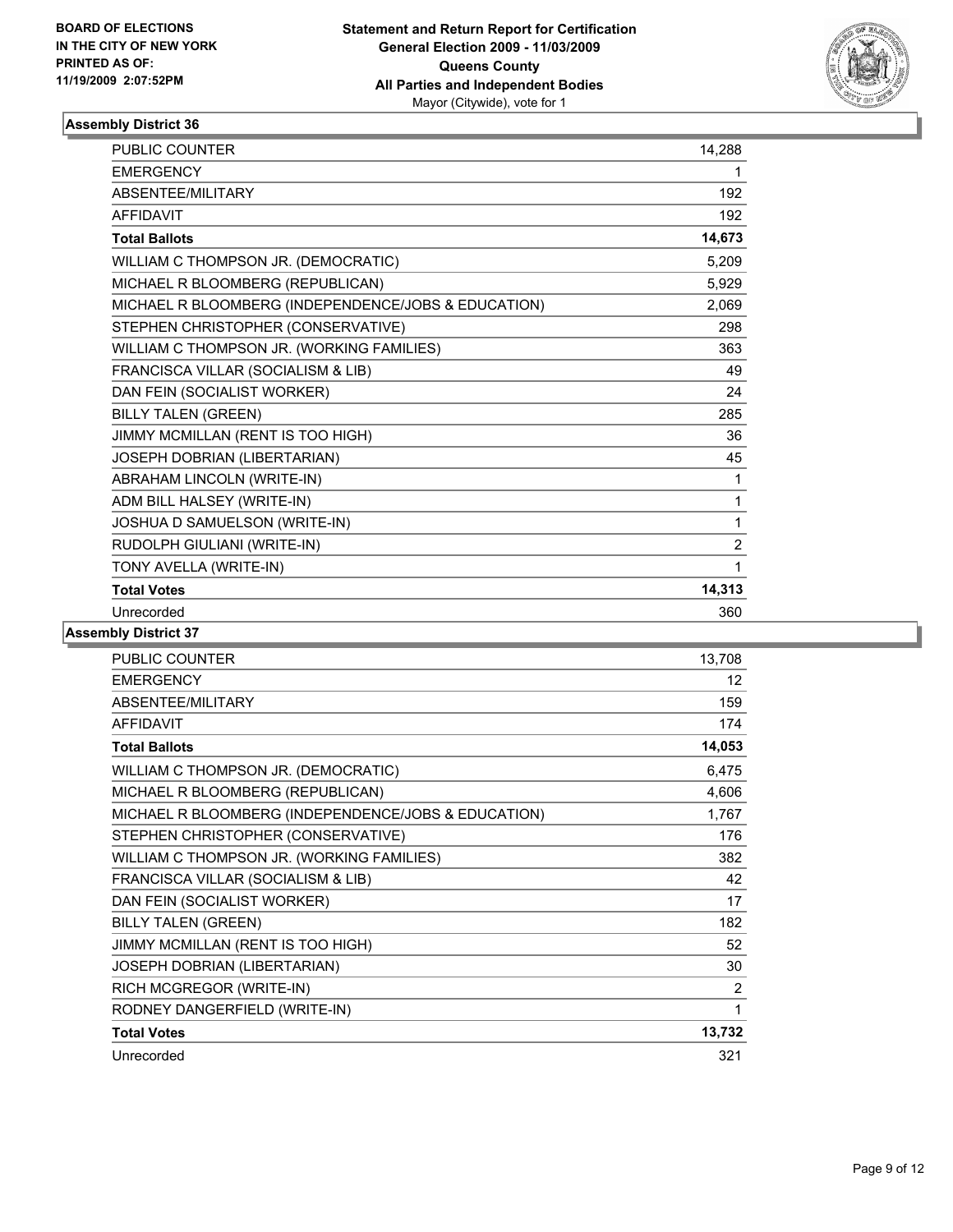BOARD OF ELECTIONS
IN THE CITY OF NEW YORK
PRINTED AS OF:
11/19/2009 2:07:52PM

**Statement and Return Report for Certification**
**General Election 2009 - 11/03/2009**
**Queens County**
**All Parties and Independent Bodies**
Mayor (Citywide), vote for 1

### Assembly District 36

| | |
|---|---|
| PUBLIC COUNTER | 14,288 |
| EMERGENCY | 1 |
| ABSENTEE/MILITARY | 192 |
| AFFIDAVIT | 192 |
| **Total Ballots** | **14,673** |
| WILLIAM C THOMPSON JR. (DEMOCRATIC) | 5,209 |
| MICHAEL R BLOOMBERG (REPUBLICAN) | 5,929 |
| MICHAEL R BLOOMBERG (INDEPENDENCE/JOBS & EDUCATION) | 2,069 |
| STEPHEN CHRISTOPHER (CONSERVATIVE) | 298 |
| WILLIAM C THOMPSON JR. (WORKING FAMILIES) | 363 |
| FRANCISCA VILLAR (SOCIALISM & LIB) | 49 |
| DAN FEIN (SOCIALIST WORKER) | 24 |
| BILLY TALEN (GREEN) | 285 |
| JIMMY MCMILLAN (RENT IS TOO HIGH) | 36 |
| JOSEPH DOBRIAN (LIBERTARIAN) | 45 |
| ABRAHAM LINCOLN (WRITE-IN) | 1 |
| ADM BILL HALSEY (WRITE-IN) | 1 |
| JOSHUA D SAMUELSON (WRITE-IN) | 1 |
| RUDOLPH GIULIANI (WRITE-IN) | 2 |
| TONY AVELLA (WRITE-IN) | 1 |
| **Total Votes** | **14,313** |
| Unrecorded | 360 |

### Assembly District 37

| | |
|---|---|
| PUBLIC COUNTER | 13,708 |
| EMERGENCY | 12 |
| ABSENTEE/MILITARY | 159 |
| AFFIDAVIT | 174 |
| **Total Ballots** | **14,053** |
| WILLIAM C THOMPSON JR. (DEMOCRATIC) | 6,475 |
| MICHAEL R BLOOMBERG (REPUBLICAN) | 4,606 |
| MICHAEL R BLOOMBERG (INDEPENDENCE/JOBS & EDUCATION) | 1,767 |
| STEPHEN CHRISTOPHER (CONSERVATIVE) | 176 |
| WILLIAM C THOMPSON JR. (WORKING FAMILIES) | 382 |
| FRANCISCA VILLAR (SOCIALISM & LIB) | 42 |
| DAN FEIN (SOCIALIST WORKER) | 17 |
| BILLY TALEN (GREEN) | 182 |
| JIMMY MCMILLAN (RENT IS TOO HIGH) | 52 |
| JOSEPH DOBRIAN (LIBERTARIAN) | 30 |
| RICH MCGREGOR (WRITE-IN) | 2 |
| RODNEY DANGERFIELD (WRITE-IN) | 1 |
| **Total Votes** | **13,732** |
| Unrecorded | 321 |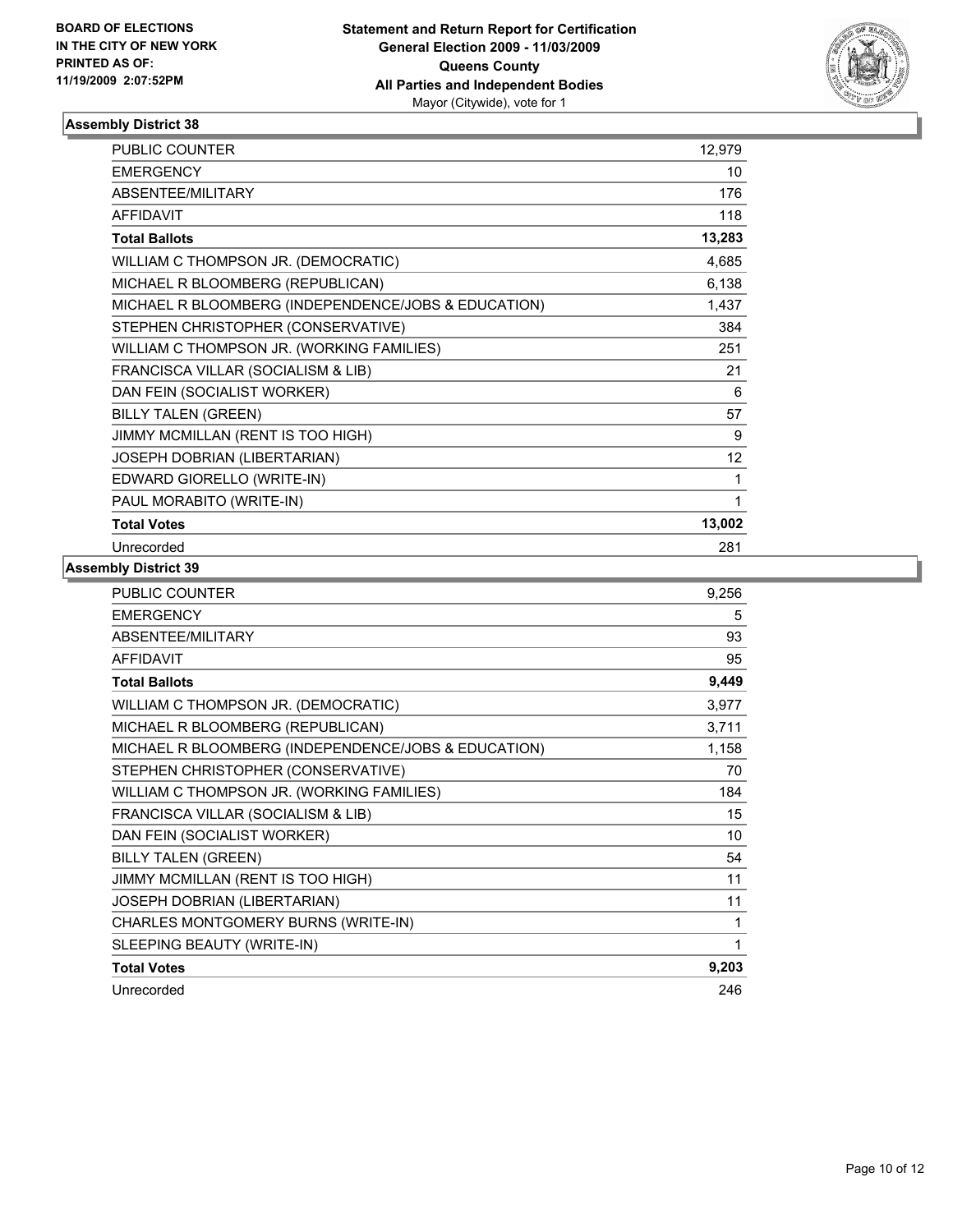BOARD OF ELECTIONS
IN THE CITY OF NEW YORK
PRINTED AS OF:
11/19/2009 2:07:52PM

**Statement and Return Report for Certification**
**General Election 2009 - 11/03/2009**
**Queens County**
**All Parties and Independent Bodies**
Mayor (Citywide), vote for 1

### Assembly District 38

| | |
|---|---|
| PUBLIC COUNTER | 12,979 |
| EMERGENCY | 10 |
| ABSENTEE/MILITARY | 176 |
| AFFIDAVIT | 118 |
| **Total Ballots** | **13,283** |
| WILLIAM C THOMPSON JR. (DEMOCRATIC) | 4,685 |
| MICHAEL R BLOOMBERG (REPUBLICAN) | 6,138 |
| MICHAEL R BLOOMBERG (INDEPENDENCE/JOBS & EDUCATION) | 1,437 |
| STEPHEN CHRISTOPHER (CONSERVATIVE) | 384 |
| WILLIAM C THOMPSON JR. (WORKING FAMILIES) | 251 |
| FRANCISCA VILLAR (SOCIALISM & LIB) | 21 |
| DAN FEIN (SOCIALIST WORKER) | 6 |
| BILLY TALEN (GREEN) | 57 |
| JIMMY MCMILLAN (RENT IS TOO HIGH) | 9 |
| JOSEPH DOBRIAN (LIBERTARIAN) | 12 |
| EDWARD GIORELLO (WRITE-IN) | 1 |
| PAUL MORABITO (WRITE-IN) | 1 |
| **Total Votes** | **13,002** |
| Unrecorded | 281 |

### Assembly District 39

| | |
|---|---|
| PUBLIC COUNTER | 9,256 |
| EMERGENCY | 5 |
| ABSENTEE/MILITARY | 93 |
| AFFIDAVIT | 95 |
| **Total Ballots** | **9,449** |
| WILLIAM C THOMPSON JR. (DEMOCRATIC) | 3,977 |
| MICHAEL R BLOOMBERG (REPUBLICAN) | 3,711 |
| MICHAEL R BLOOMBERG (INDEPENDENCE/JOBS & EDUCATION) | 1,158 |
| STEPHEN CHRISTOPHER (CONSERVATIVE) | 70 |
| WILLIAM C THOMPSON JR. (WORKING FAMILIES) | 184 |
| FRANCISCA VILLAR (SOCIALISM & LIB) | 15 |
| DAN FEIN (SOCIALIST WORKER) | 10 |
| BILLY TALEN (GREEN) | 54 |
| JIMMY MCMILLAN (RENT IS TOO HIGH) | 11 |
| JOSEPH DOBRIAN (LIBERTARIAN) | 11 |
| CHARLES MONTGOMERY BURNS (WRITE-IN) | 1 |
| SLEEPING BEAUTY (WRITE-IN) | 1 |
| **Total Votes** | **9,203** |
| Unrecorded | 246 |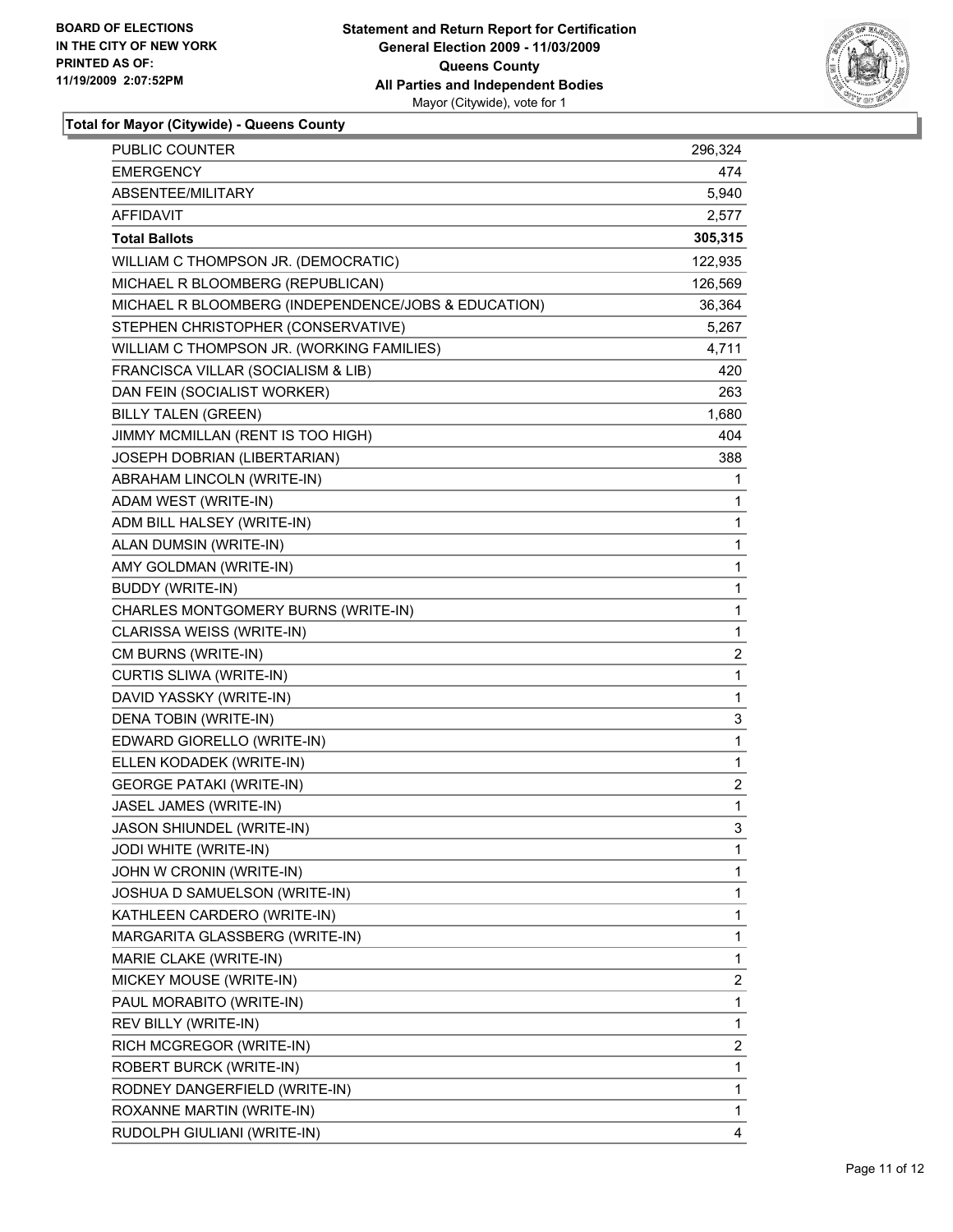**BOARD OF ELECTIONS IN THE CITY OF NEW YORK PRINTED AS OF: 11/19/2009 2:07:52PM**

**Statement and Return Report for Certification**
**General Election 2009 - 11/03/2009**
**Queens County**
**All Parties and Independent Bodies**
Mayor (Citywide), vote for 1

**Total for Mayor (Citywide) - Queens County**

| | |
|---|---|
| PUBLIC COUNTER | 296,324 |
| EMERGENCY | 474 |
| ABSENTEE/MILITARY | 5,940 |
| AFFIDAVIT | 2,577 |
| **Total Ballots** | **305,315** |
| WILLIAM C THOMPSON JR. (DEMOCRATIC) | 122,935 |
| MICHAEL R BLOOMBERG (REPUBLICAN) | 126,569 |
| MICHAEL R BLOOMBERG (INDEPENDENCE/JOBS & EDUCATION) | 36,364 |
| STEPHEN CHRISTOPHER (CONSERVATIVE) | 5,267 |
| WILLIAM C THOMPSON JR. (WORKING FAMILIES) | 4,711 |
| FRANCISCA VILLAR (SOCIALISM & LIB) | 420 |
| DAN FEIN (SOCIALIST WORKER) | 263 |
| BILLY TALEN (GREEN) | 1,680 |
| JIMMY MCMILLAN (RENT IS TOO HIGH) | 404 |
| JOSEPH DOBRIAN (LIBERTARIAN) | 388 |
| ABRAHAM LINCOLN (WRITE-IN) | 1 |
| ADAM WEST (WRITE-IN) | 1 |
| ADM BILL HALSEY (WRITE-IN) | 1 |
| ALAN DUMSIN (WRITE-IN) | 1 |
| AMY GOLDMAN (WRITE-IN) | 1 |
| BUDDY (WRITE-IN) | 1 |
| CHARLES MONTGOMERY BURNS (WRITE-IN) | 1 |
| CLARISSA WEISS (WRITE-IN) | 1 |
| CM BURNS (WRITE-IN) | 2 |
| CURTIS SLIWA (WRITE-IN) | 1 |
| DAVID YASSKY (WRITE-IN) | 1 |
| DENA TOBIN (WRITE-IN) | 3 |
| EDWARD GIORELLO (WRITE-IN) | 1 |
| ELLEN KODADEK (WRITE-IN) | 1 |
| GEORGE PATAKI (WRITE-IN) | 2 |
| JASEL JAMES (WRITE-IN) | 1 |
| JASON SHIUNDEL (WRITE-IN) | 3 |
| JODI WHITE (WRITE-IN) | 1 |
| JOHN W CRONIN (WRITE-IN) | 1 |
| JOSHUA D SAMUELSON (WRITE-IN) | 1 |
| KATHLEEN CARDERO (WRITE-IN) | 1 |
| MARGARITA GLASSBERG (WRITE-IN) | 1 |
| MARIE CLAKE (WRITE-IN) | 1 |
| MICKEY MOUSE (WRITE-IN) | 2 |
| PAUL MORABITO (WRITE-IN) | 1 |
| REV BILLY (WRITE-IN) | 1 |
| RICH MCGREGOR (WRITE-IN) | 2 |
| ROBERT BURCK (WRITE-IN) | 1 |
| RODNEY DANGERFIELD (WRITE-IN) | 1 |
| ROXANNE MARTIN (WRITE-IN) | 1 |
| RUDOLPH GIULIANI (WRITE-IN) | 4 |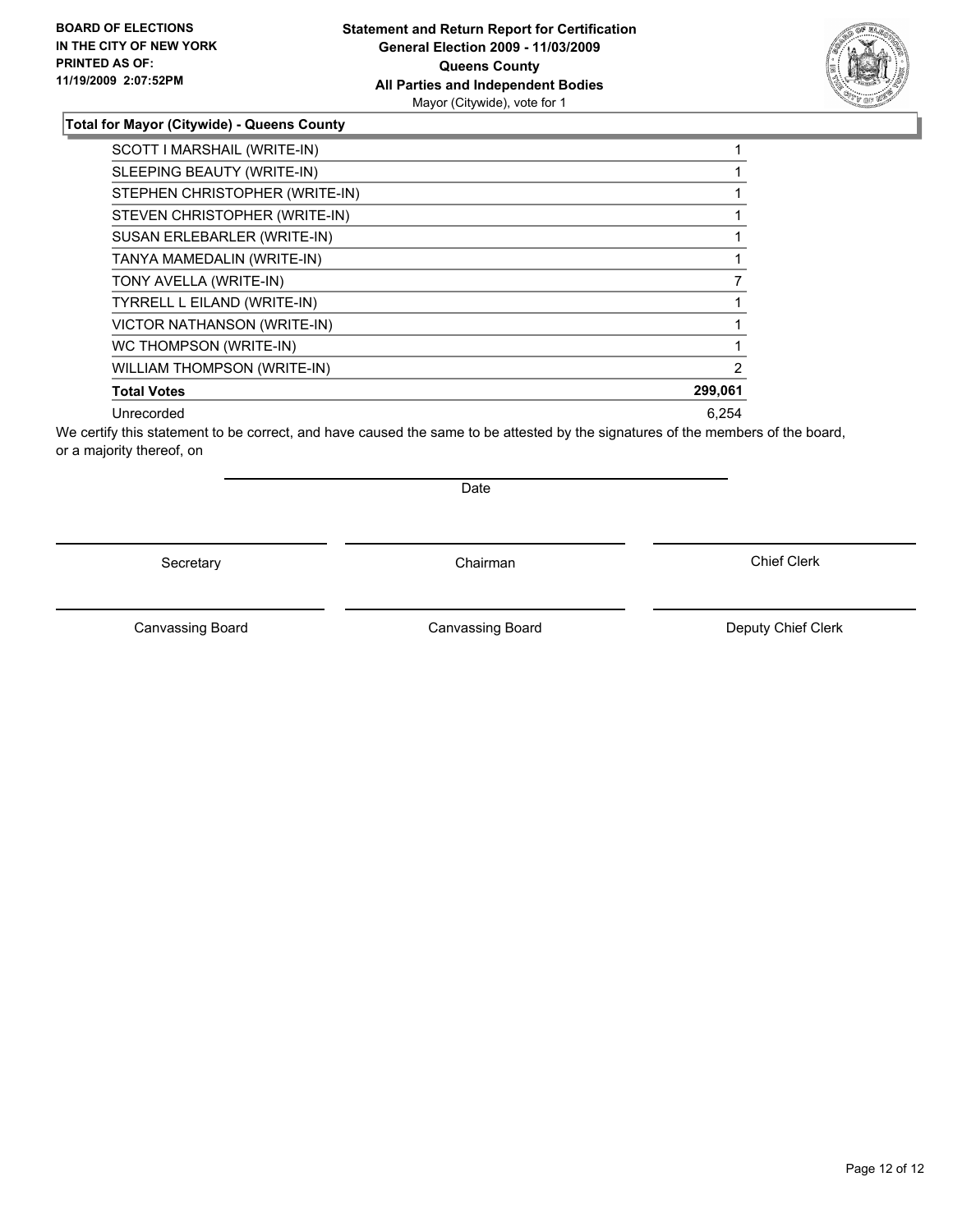**BOARD OF ELECTIONS IN THE CITY OF NEW YORK PRINTED AS OF: 11/19/2009 2:07:52PM**

**Statement and Return Report for Certification**
**General Election 2009 - 11/03/2009**
**Queens County**
**All Parties and Independent Bodies**
Mayor (Citywide), vote for 1

### Total for Mayor (Citywide) - Queens County

| | |
|---|---|
| SCOTT I MARSHAIL (WRITE-IN) | 1 |
| SLEEPING BEAUTY (WRITE-IN) | 1 |
| STEPHEN CHRISTOPHER (WRITE-IN) | 1 |
| STEVEN CHRISTOPHER (WRITE-IN) | 1 |
| SUSAN ERLEBARLER (WRITE-IN) | 1 |
| TANYA MAMEDALIN (WRITE-IN) | 1 |
| TONY AVELLA (WRITE-IN) | 7 |
| TYRRELL L EILAND (WRITE-IN) | 1 |
| VICTOR NATHANSON (WRITE-IN) | 1 |
| WC THOMPSON (WRITE-IN) | 1 |
| WILLIAM THOMPSON (WRITE-IN) | 2 |
| **Total Votes** | **299,061** |
| Unrecorded | 6,254 |

We certify this statement to be correct, and have caused the same to be attested by the signatures of the members of the board, or a majority thereof, on

Date

Secretary

Chairman

Chief Clerk

Canvassing Board

Canvassing Board

Deputy Chief Clerk